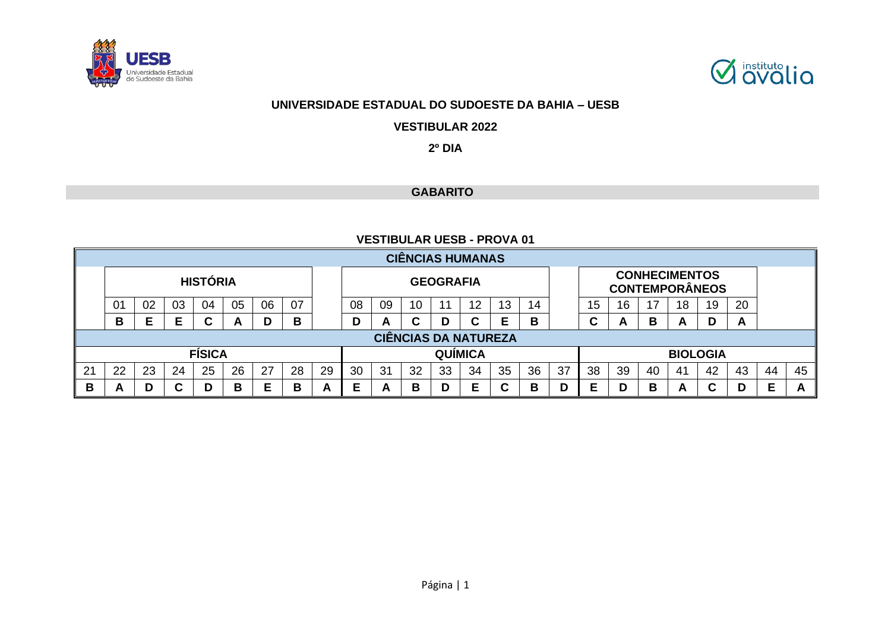**UNIVERSIDADE ESTADUAL DO SUDOESTE DA BAHIA – UESB**

**VESTIBULAR 2022**

**2º DIA**

## GABARITO

### VESTIBULAR UESB - PROVA 01

**CIÊNCIAS HUMANAS**

| HISTÓRIA | | | | | | | GEOGRAFIA | | | | | | | CONHECIMENTOS CONTEMPORÂNEOS | | | | | |
|---|---|---|---|---|---|---|---|---|---|---|---|---|---|---|---|---|---|---|---|
| 01 | 02 | 03 | 04 | 05 | 06 | 07 | 08 | 09 | 10 | 11 | 12 | 13 | 14 | 15 | 16 | 17 | 18 | 19 | 20 |
| B | E | E | C | A | D | B | D | A | C | D | C | E | B | C | A | B | A | D | A |

**CIÊNCIAS DA NATUREZA**

| FÍSICA | | | | | | | | | QUÍMICA | | | | | | | | BIOLOGIA | | | | | | | |
|---|---|---|---|---|---|---|---|---|---|---|---|---|---|---|---|---|---|---|---|---|---|---|---|---|
| 21 | 22 | 23 | 24 | 25 | 26 | 27 | 28 | 29 | 30 | 31 | 32 | 33 | 34 | 35 | 36 | 37 | 38 | 39 | 40 | 41 | 42 | 43 | 44 | 45 |
| B | A | D | C | D | B | E | B | A | E | A | B | D | E | C | B | D | E | D | B | A | C | D | E | A |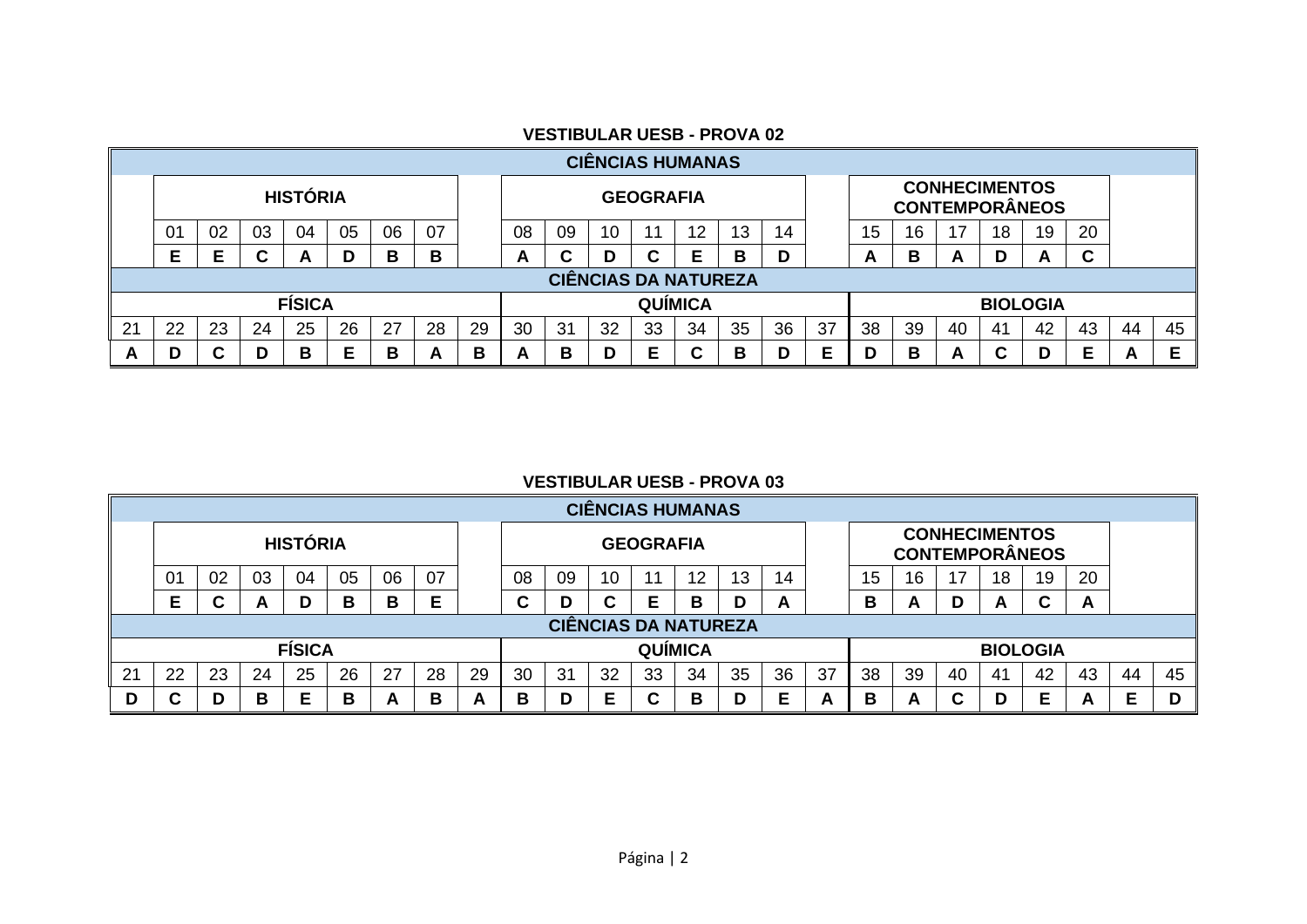## VESTIBULAR UESB - PROVA 02

| CIÊNCIAS HUMANAS | | | | | | | | | | | | | | | | | | | | | | | | |
|---|---|---|---|---|---|---|---|---|---|---|---|---|---|---|---|---|---|---|---|---|---|---|---|---|
| | HISTÓRIA | | | | | | | | GEOGRAFIA | | | | | | | | CONHECIMENTOS CONTEMPORÂNEOS | | | | | | | |
| | 01 | 02 | 03 | 04 | 05 | 06 | 07 | | 08 | 09 | 10 | 11 | 12 | 13 | 14 | | 15 | 16 | 17 | 18 | 19 | 20 | | |
| | E | E | C | A | D | B | B | | A | C | D | C | E | B | D | | A | B | A | D | A | C | | |
| CIÊNCIAS DA NATUREZA | | | | | | | | | | | | | | | | | | | | | | | | |
| FÍSICA | | | | | | | | | QUÍMICA | | | | | | | | BIOLOGIA | | | | | | | |
| 21 | 22 | 23 | 24 | 25 | 26 | 27 | 28 | 29 | 30 | 31 | 32 | 33 | 34 | 35 | 36 | 37 | 38 | 39 | 40 | 41 | 42 | 43 | 44 | 45 |
| A | D | C | D | B | E | B | A | B | A | B | D | E | C | B | D | E | D | B | A | C | D | E | A | E |

## VESTIBULAR UESB - PROVA 03

| CIÊNCIAS HUMANAS | | | | | | | | | | | | | | | | | | | | | | | | |
|---|---|---|---|---|---|---|---|---|---|---|---|---|---|---|---|---|---|---|---|---|---|---|---|---|
| | HISTÓRIA | | | | | | | | GEOGRAFIA | | | | | | | | CONHECIMENTOS CONTEMPORÂNEOS | | | | | | | |
| | 01 | 02 | 03 | 04 | 05 | 06 | 07 | | 08 | 09 | 10 | 11 | 12 | 13 | 14 | | 15 | 16 | 17 | 18 | 19 | 20 | | |
| | E | C | A | D | B | B | E | | C | D | C | E | B | D | A | | B | A | D | A | C | A | | |
| CIÊNCIAS DA NATUREZA | | | | | | | | | | | | | | | | | | | | | | | | |
| FÍSICA | | | | | | | | | QUÍMICA | | | | | | | | BIOLOGIA | | | | | | | |
| 21 | 22 | 23 | 24 | 25 | 26 | 27 | 28 | 29 | 30 | 31 | 32 | 33 | 34 | 35 | 36 | 37 | 38 | 39 | 40 | 41 | 42 | 43 | 44 | 45 |
| D | C | D | B | E | B | A | B | A | B | D | E | C | B | D | E | A | B | A | C | D | E | A | E | D |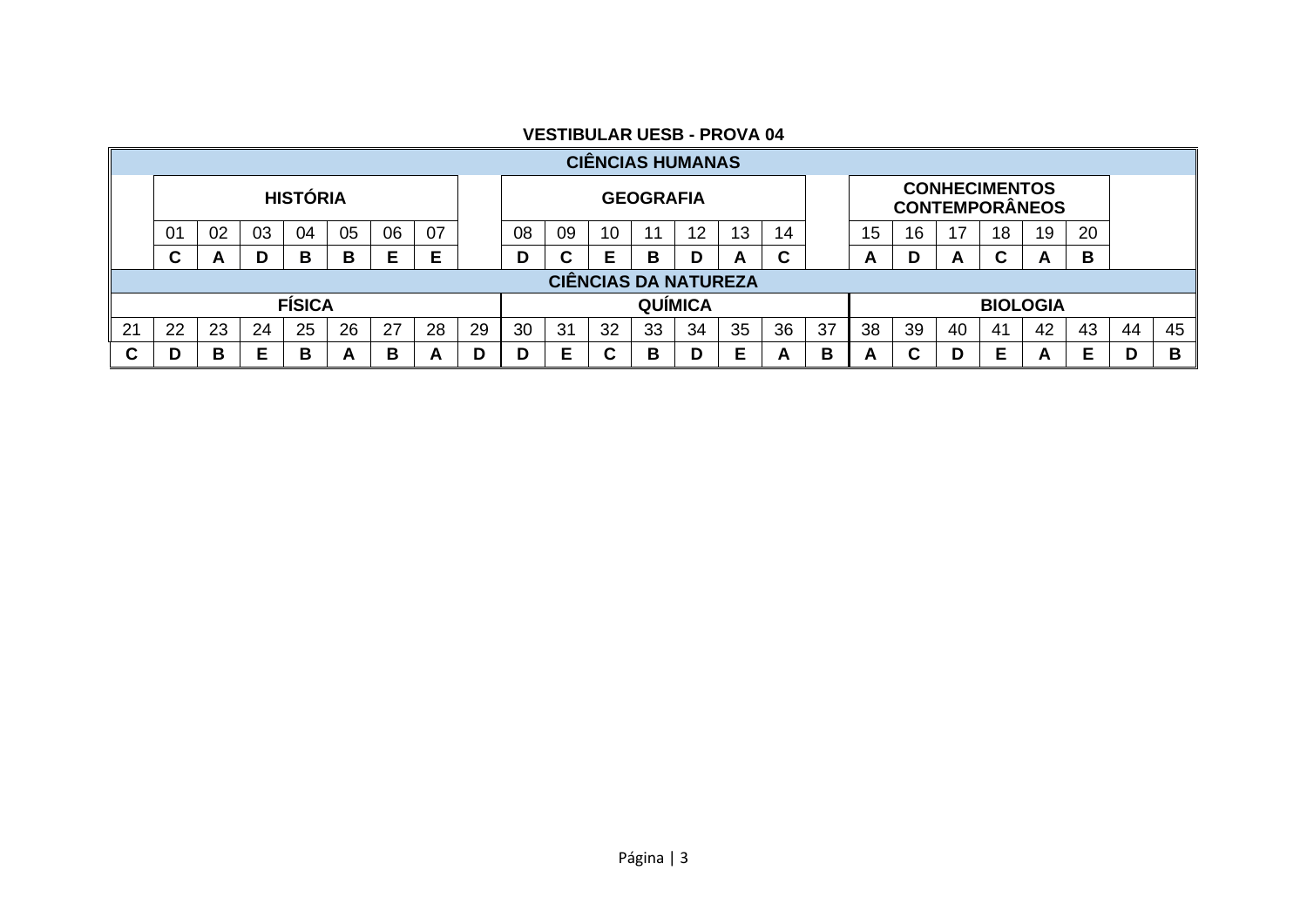**VESTIBULAR UESB - PROVA 04**

| | | | | | | | | | | | | | | | | | | | | | | | | |
|---|---|---|---|---|---|---|---|---|---|---|---|---|---|---|---|---|---|---|---|---|---|---|---|---|
| **CIÊNCIAS HUMANAS** | | | | | | | | | | | | | | | | | | | | | | | | |
| | **HISTÓRIA** | | | | | | | | **GEOGRAFIA** | | | | | | | | **CONHECIMENTOS CONTEMPORÂNEOS** | | | | | | | |
| | 01 | 02 | 03 | 04 | 05 | 06 | 07 | | 08 | 09 | 10 | 11 | 12 | 13 | 14 | | 15 | 16 | 17 | 18 | 19 | 20 | | |
| | **C** | **A** | **D** | **B** | **B** | **E** | **E** | | **D** | **C** | **E** | **B** | **D** | **A** | **C** | | **A** | **D** | **A** | **C** | **A** | **B** | | |
| **CIÊNCIAS DA NATUREZA** | | | | | | | | | | | | | | | | | | | | | | | | |
| **FÍSICA** | | | | | | | | | **QUÍMICA** | | | | | | | | **BIOLOGIA** | | | | | | | |
| 21 | 22 | 23 | 24 | 25 | 26 | 27 | 28 | 29 | 30 | 31 | 32 | 33 | 34 | 35 | 36 | 37 | 38 | 39 | 40 | 41 | 42 | 43 | 44 | 45 |
| **C** | **D** | **B** | **E** | **B** | **A** | **B** | **A** | **D** | **D** | **E** | **C** | **B** | **D** | **E** | **A** | **B** | **A** | **C** | **D** | **E** | **A** | **E** | **D** | **B** |